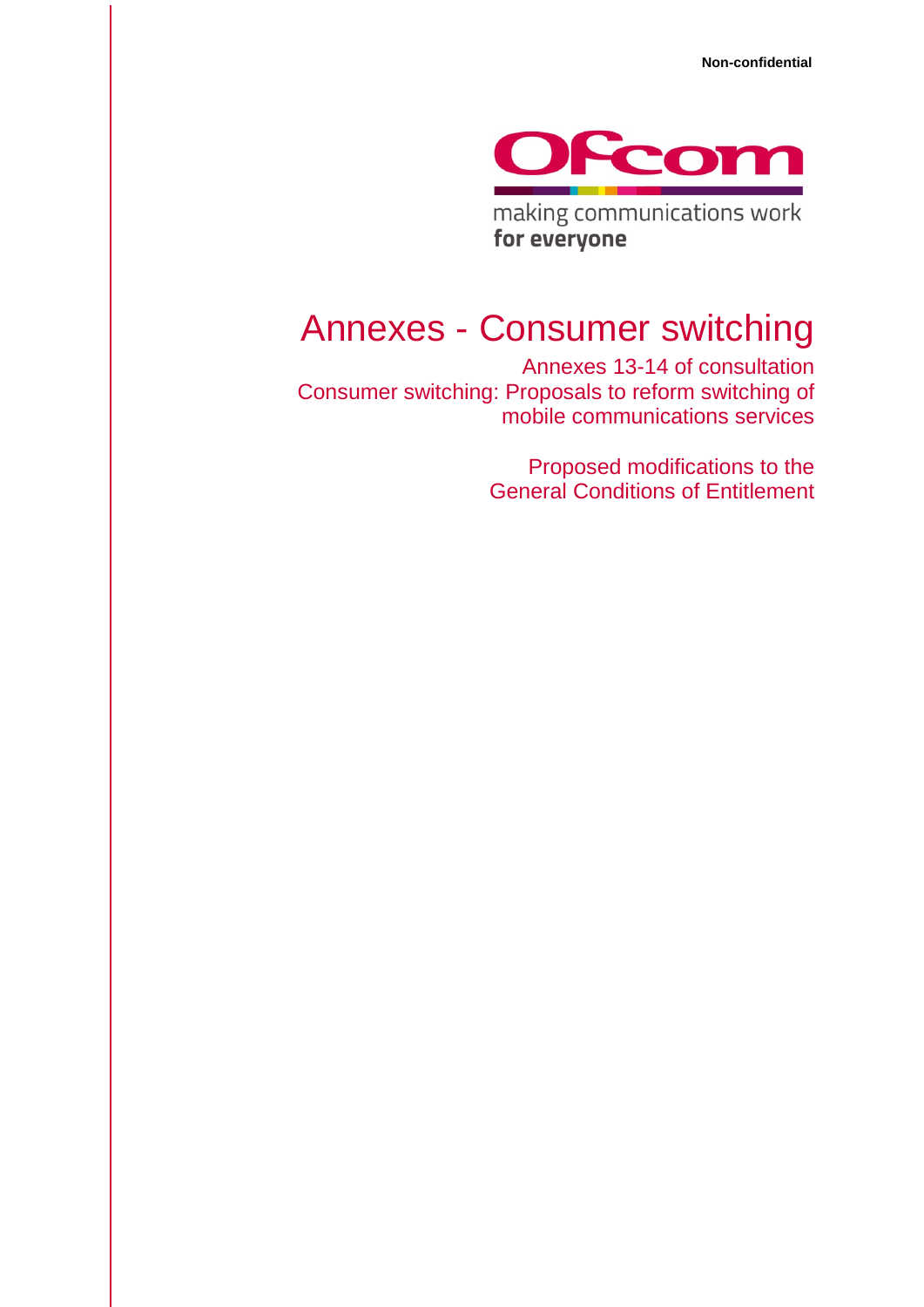**Non-confidential**

Ofcom

making communications work
**for everyone**

# Annexes - Consumer switching

Annexes 13-14 of consultation
Consumer switching: Proposals to reform switching of mobile communications services

Proposed modifications to the General Conditions of Entitlement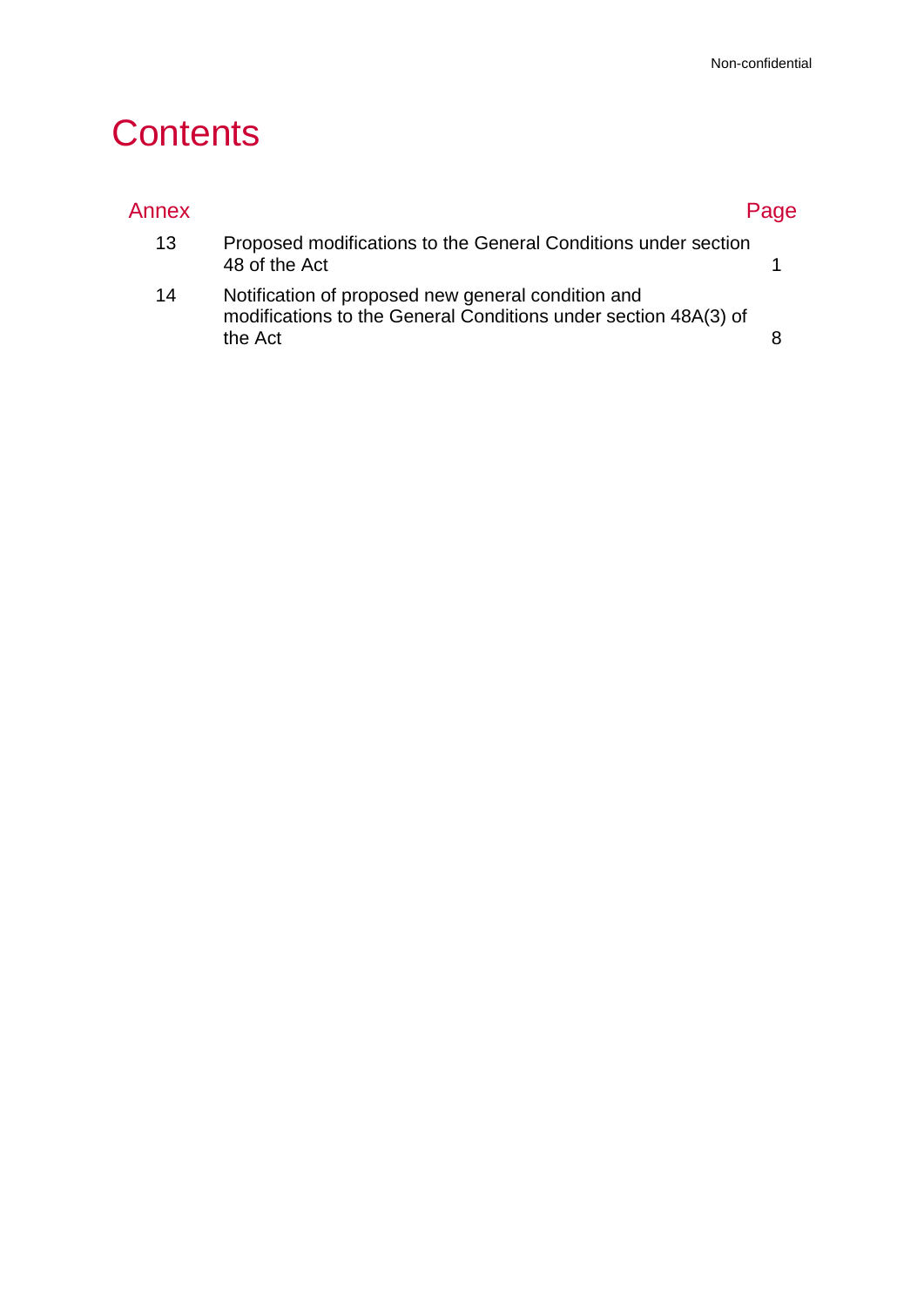# Contents

| Annex | | Page |
|---|---|---|
| 13 | Proposed modifications to the General Conditions under section 48 of the Act | 1 |
| 14 | Notification of proposed new general condition and modifications to the General Conditions under section 48A(3) of the Act | 8 |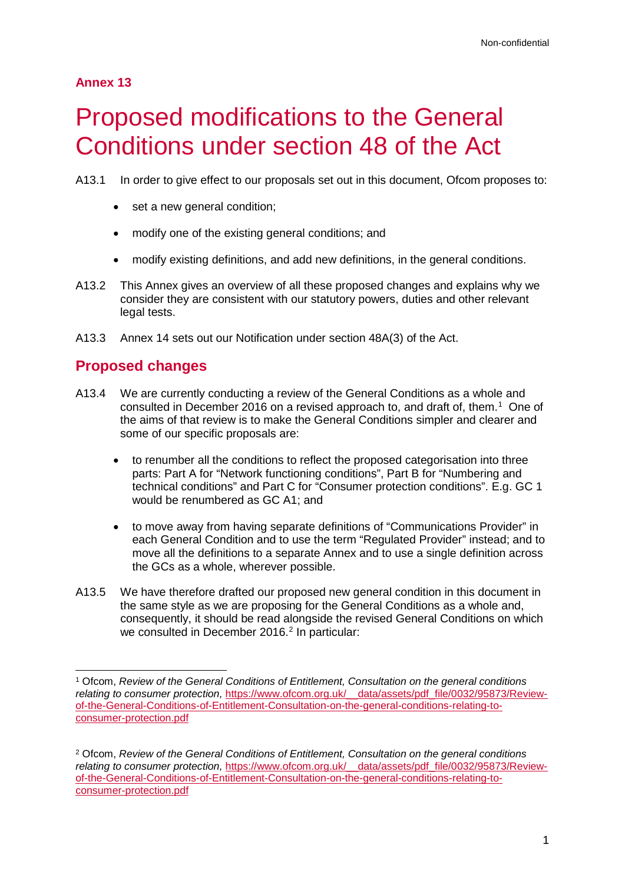## Annex 13

# Proposed modifications to the General Conditions under section 48 of the Act

A13.1 In order to give effect to our proposals set out in this document, Ofcom proposes to:

- set a new general condition;
- modify one of the existing general conditions; and
- modify existing definitions, and add new definitions, in the general conditions.

A13.2 This Annex gives an overview of all these proposed changes and explains why we consider they are consistent with our statutory powers, duties and other relevant legal tests.

A13.3 Annex 14 sets out our Notification under section 48A(3) of the Act.

## Proposed changes

A13.4 We are currently conducting a review of the General Conditions as a whole and consulted in December 2016 on a revised approach to, and draft of, them.[1] One of the aims of that review is to make the General Conditions simpler and clearer and some of our specific proposals are:

- to renumber all the conditions to reflect the proposed categorisation into three parts: Part A for "Network functioning conditions", Part B for "Numbering and technical conditions" and Part C for "Consumer protection conditions". E.g. GC 1 would be renumbered as GC A1; and
- to move away from having separate definitions of "Communications Provider" in each General Condition and to use the term "Regulated Provider" instead; and to move all the definitions to a separate Annex and to use a single definition across the GCs as a whole, wherever possible.

A13.5 We have therefore drafted our proposed new general condition in this document in the same style as we are proposing for the General Conditions as a whole and, consequently, it should be read alongside the revised General Conditions on which we consulted in December 2016.[2] In particular:

---

[1] Ofcom, *Review of the General Conditions of Entitlement, Consultation on the general conditions relating to consumer protection,* https://www.ofcom.org.uk/__data/assets/pdf_file/0032/95873/Review-of-the-General-Conditions-of-Entitlement-Consultation-on-the-general-conditions-relating-to-consumer-protection.pdf

[2] Ofcom, *Review of the General Conditions of Entitlement, Consultation on the general conditions relating to consumer protection,* https://www.ofcom.org.uk/__data/assets/pdf_file/0032/95873/Review-of-the-General-Conditions-of-Entitlement-Consultation-on-the-general-conditions-relating-to-consumer-protection.pdf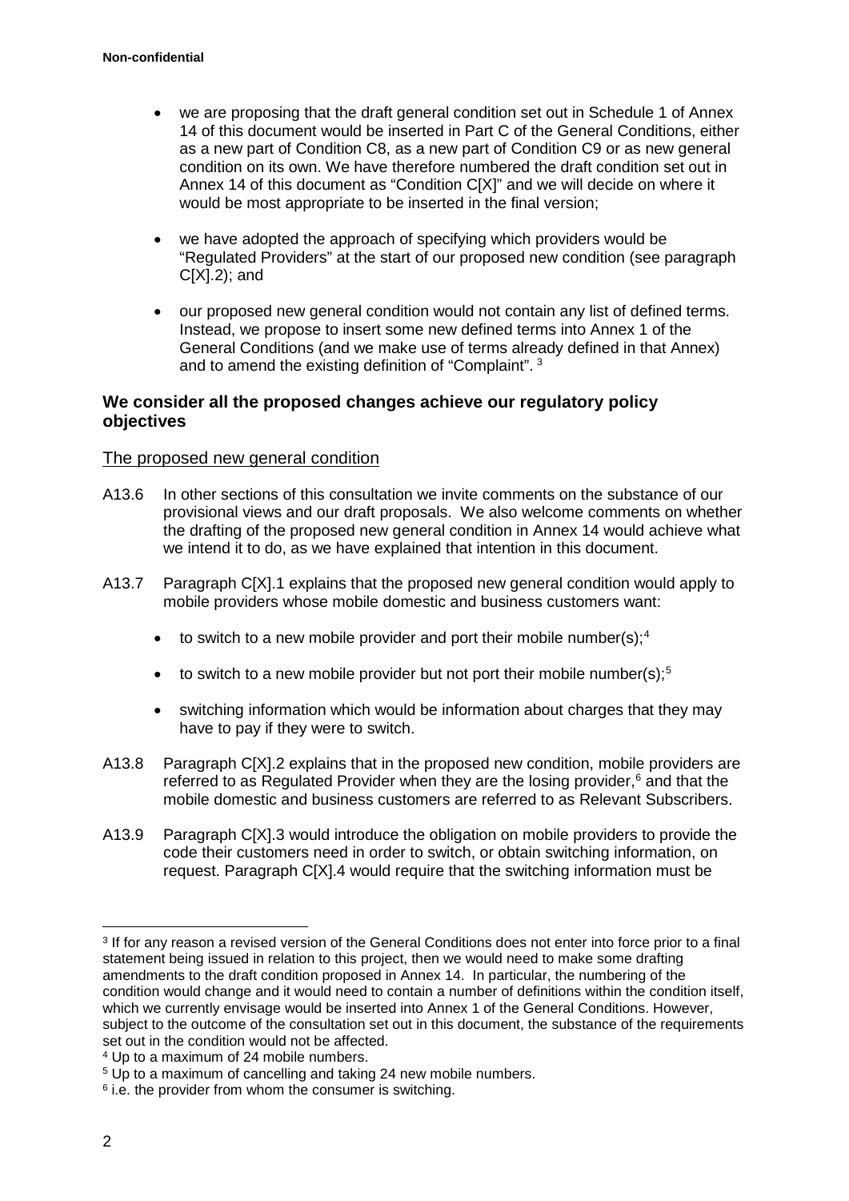**Non-confidential**

- we are proposing that the draft general condition set out in Schedule 1 of Annex 14 of this document would be inserted in Part C of the General Conditions, either as a new part of Condition C8, as a new part of Condition C9 or as new general condition on its own. We have therefore numbered the draft condition set out in Annex 14 of this document as "Condition C[X]" and we will decide on where it would be most appropriate to be inserted in the final version;
- we have adopted the approach of specifying which providers would be "Regulated Providers" at the start of our proposed new condition (see paragraph C[X].2); and
- our proposed new general condition would not contain any list of defined terms. Instead, we propose to insert some new defined terms into Annex 1 of the General Conditions (and we make use of terms already defined in that Annex) and to amend the existing definition of "Complaint". [3]

### We consider all the proposed changes achieve our regulatory policy objectives

#### The proposed new general condition

A13.6 In other sections of this consultation we invite comments on the substance of our provisional views and our draft proposals. We also welcome comments on whether the drafting of the proposed new general condition in Annex 14 would achieve what we intend it to do, as we have explained that intention in this document.

A13.7 Paragraph C[X].1 explains that the proposed new general condition would apply to mobile providers whose mobile domestic and business customers want:

- to switch to a new mobile provider and port their mobile number(s);[4]
- to switch to a new mobile provider but not port their mobile number(s);[5]
- switching information which would be information about charges that they may have to pay if they were to switch.

A13.8 Paragraph C[X].2 explains that in the proposed new condition, mobile providers are referred to as Regulated Provider when they are the losing provider,[6] and that the mobile domestic and business customers are referred to as Relevant Subscribers.

A13.9 Paragraph C[X].3 would introduce the obligation on mobile providers to provide the code their customers need in order to switch, or obtain switching information, on request. Paragraph C[X].4 would require that the switching information must be

---

[3] If for any reason a revised version of the General Conditions does not enter into force prior to a final statement being issued in relation to this project, then we would need to make some drafting amendments to the draft condition proposed in Annex 14. In particular, the numbering of the condition would change and it would need to contain a number of definitions within the condition itself, which we currently envisage would be inserted into Annex 1 of the General Conditions. However, subject to the outcome of the consultation set out in this document, the substance of the requirements set out in the condition would not be affected.

[4] Up to a maximum of 24 mobile numbers.

[5] Up to a maximum of cancelling and taking 24 new mobile numbers.

[6] i.e. the provider from whom the consumer is switching.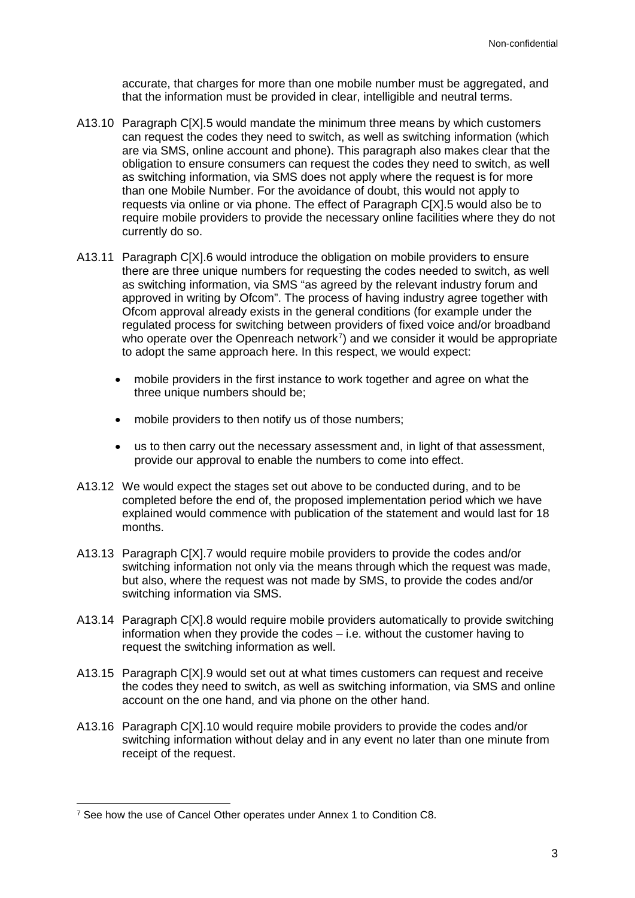accurate, that charges for more than one mobile number must be aggregated, and that the information must be provided in clear, intelligible and neutral terms.

A13.10 Paragraph C[X].5 would mandate the minimum three means by which customers can request the codes they need to switch, as well as switching information (which are via SMS, online account and phone). This paragraph also makes clear that the obligation to ensure consumers can request the codes they need to switch, as well as switching information, via SMS does not apply where the request is for more than one Mobile Number. For the avoidance of doubt, this would not apply to requests via online or via phone. The effect of Paragraph C[X].5 would also be to require mobile providers to provide the necessary online facilities where they do not currently do so.

A13.11 Paragraph C[X].6 would introduce the obligation on mobile providers to ensure there are three unique numbers for requesting the codes needed to switch, as well as switching information, via SMS "as agreed by the relevant industry forum and approved in writing by Ofcom". The process of having industry agree together with Ofcom approval already exists in the general conditions (for example under the regulated process for switching between providers of fixed voice and/or broadband who operate over the Openreach network[7]) and we consider it would be appropriate to adopt the same approach here. In this respect, we would expect:

- mobile providers in the first instance to work together and agree on what the three unique numbers should be;
- mobile providers to then notify us of those numbers;
- us to then carry out the necessary assessment and, in light of that assessment, provide our approval to enable the numbers to come into effect.

A13.12 We would expect the stages set out above to be conducted during, and to be completed before the end of, the proposed implementation period which we have explained would commence with publication of the statement and would last for 18 months.

A13.13 Paragraph C[X].7 would require mobile providers to provide the codes and/or switching information not only via the means through which the request was made, but also, where the request was not made by SMS, to provide the codes and/or switching information via SMS.

A13.14 Paragraph C[X].8 would require mobile providers automatically to provide switching information when they provide the codes – i.e. without the customer having to request the switching information as well.

A13.15 Paragraph C[X].9 would set out at what times customers can request and receive the codes they need to switch, as well as switching information, via SMS and online account on the one hand, and via phone on the other hand.

A13.16 Paragraph C[X].10 would require mobile providers to provide the codes and/or switching information without delay and in any event no later than one minute from receipt of the request.

[7] See how the use of Cancel Other operates under Annex 1 to Condition C8.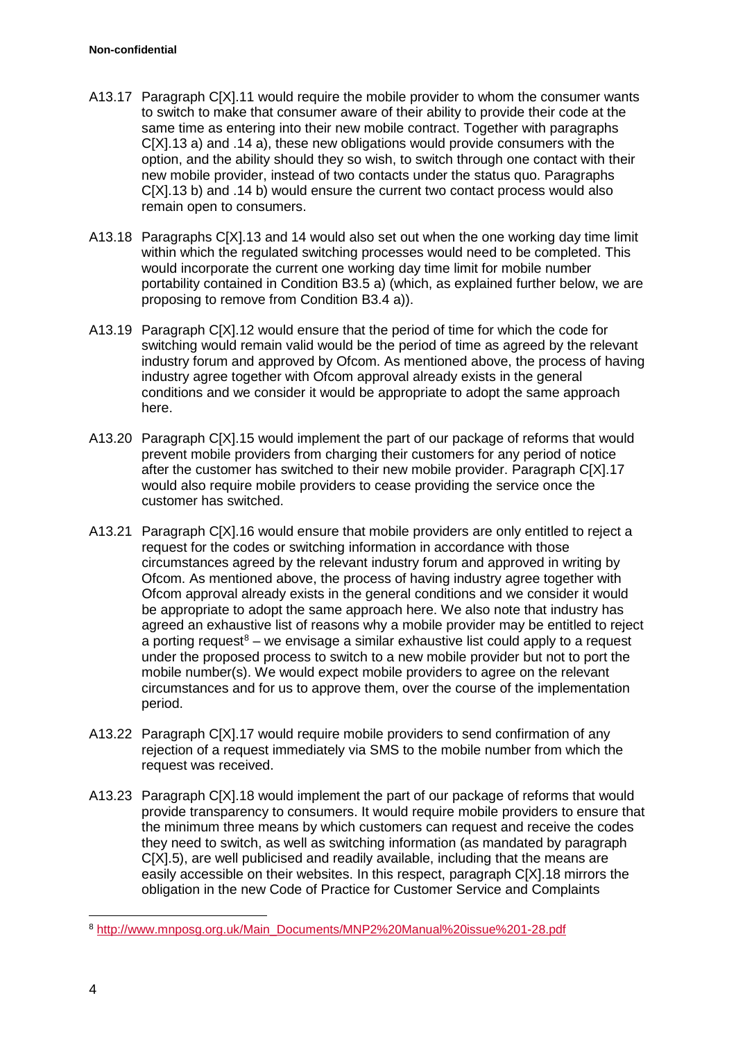A13.17 Paragraph C[X].11 would require the mobile provider to whom the consumer wants to switch to make that consumer aware of their ability to provide their code at the same time as entering into their new mobile contract. Together with paragraphs C[X].13 a) and .14 a), these new obligations would provide consumers with the option, and the ability should they so wish, to switch through one contact with their new mobile provider, instead of two contacts under the status quo. Paragraphs C[X].13 b) and .14 b) would ensure the current two contact process would also remain open to consumers.

A13.18 Paragraphs C[X].13 and 14 would also set out when the one working day time limit within which the regulated switching processes would need to be completed. This would incorporate the current one working day time limit for mobile number portability contained in Condition B3.5 a) (which, as explained further below, we are proposing to remove from Condition B3.4 a)).

A13.19 Paragraph C[X].12 would ensure that the period of time for which the code for switching would remain valid would be the period of time as agreed by the relevant industry forum and approved by Ofcom. As mentioned above, the process of having industry agree together with Ofcom approval already exists in the general conditions and we consider it would be appropriate to adopt the same approach here.

A13.20 Paragraph C[X].15 would implement the part of our package of reforms that would prevent mobile providers from charging their customers for any period of notice after the customer has switched to their new mobile provider. Paragraph C[X].17 would also require mobile providers to cease providing the service once the customer has switched.

A13.21 Paragraph C[X].16 would ensure that mobile providers are only entitled to reject a request for the codes or switching information in accordance with those circumstances agreed by the relevant industry forum and approved in writing by Ofcom. As mentioned above, the process of having industry agree together with Ofcom approval already exists in the general conditions and we consider it would be appropriate to adopt the same approach here. We also note that industry has agreed an exhaustive list of reasons why a mobile provider may be entitled to reject a porting request[8] – we envisage a similar exhaustive list could apply to a request under the proposed process to switch to a new mobile provider but not to port the mobile number(s). We would expect mobile providers to agree on the relevant circumstances and for us to approve them, over the course of the implementation period.

A13.22 Paragraph C[X].17 would require mobile providers to send confirmation of any rejection of a request immediately via SMS to the mobile number from which the request was received.

A13.23 Paragraph C[X].18 would implement the part of our package of reforms that would provide transparency to consumers. It would require mobile providers to ensure that the minimum three means by which customers can request and receive the codes they need to switch, as well as switching information (as mandated by paragraph C[X].5), are well publicised and readily available, including that the means are easily accessible on their websites. In this respect, paragraph C[X].18 mirrors the obligation in the new Code of Practice for Customer Service and Complaints

[8] http://www.mnposg.org.uk/Main_Documents/MNP2%20Manual%20issue%201-28.pdf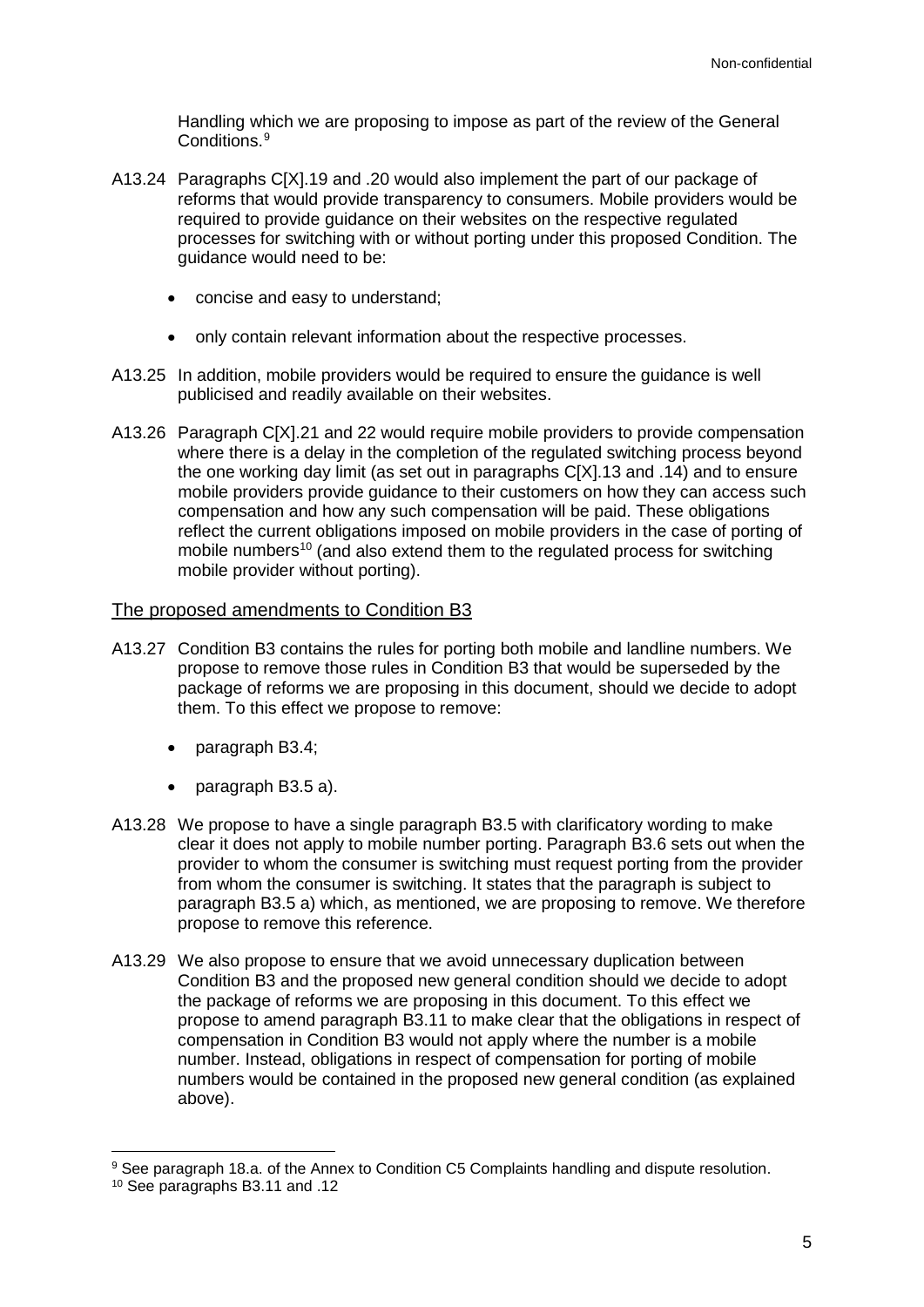Handling which we are proposing to impose as part of the review of the General Conditions.[9]

A13.24 Paragraphs C[X].19 and .20 would also implement the part of our package of reforms that would provide transparency to consumers. Mobile providers would be required to provide guidance on their websites on the respective regulated processes for switching with or without porting under this proposed Condition. The guidance would need to be:

- concise and easy to understand;
- only contain relevant information about the respective processes.

A13.25 In addition, mobile providers would be required to ensure the guidance is well publicised and readily available on their websites.

A13.26 Paragraph C[X].21 and 22 would require mobile providers to provide compensation where there is a delay in the completion of the regulated switching process beyond the one working day limit (as set out in paragraphs C[X].13 and .14) and to ensure mobile providers provide guidance to their customers on how they can access such compensation and how any such compensation will be paid. These obligations reflect the current obligations imposed on mobile providers in the case of porting of mobile numbers[10] (and also extend them to the regulated process for switching mobile provider without porting).

## The proposed amendments to Condition B3

A13.27 Condition B3 contains the rules for porting both mobile and landline numbers. We propose to remove those rules in Condition B3 that would be superseded by the package of reforms we are proposing in this document, should we decide to adopt them. To this effect we propose to remove:

- paragraph B3.4;
- paragraph B3.5 a).

A13.28 We propose to have a single paragraph B3.5 with clarificatory wording to make clear it does not apply to mobile number porting. Paragraph B3.6 sets out when the provider to whom the consumer is switching must request porting from the provider from whom the consumer is switching. It states that the paragraph is subject to paragraph B3.5 a) which, as mentioned, we are proposing to remove. We therefore propose to remove this reference.

A13.29 We also propose to ensure that we avoid unnecessary duplication between Condition B3 and the proposed new general condition should we decide to adopt the package of reforms we are proposing in this document. To this effect we propose to amend paragraph B3.11 to make clear that the obligations in respect of compensation in Condition B3 would not apply where the number is a mobile number. Instead, obligations in respect of compensation for porting of mobile numbers would be contained in the proposed new general condition (as explained above).

[9] See paragraph 18.a. of the Annex to Condition C5 Complaints handling and dispute resolution.

[10] See paragraphs B3.11 and .12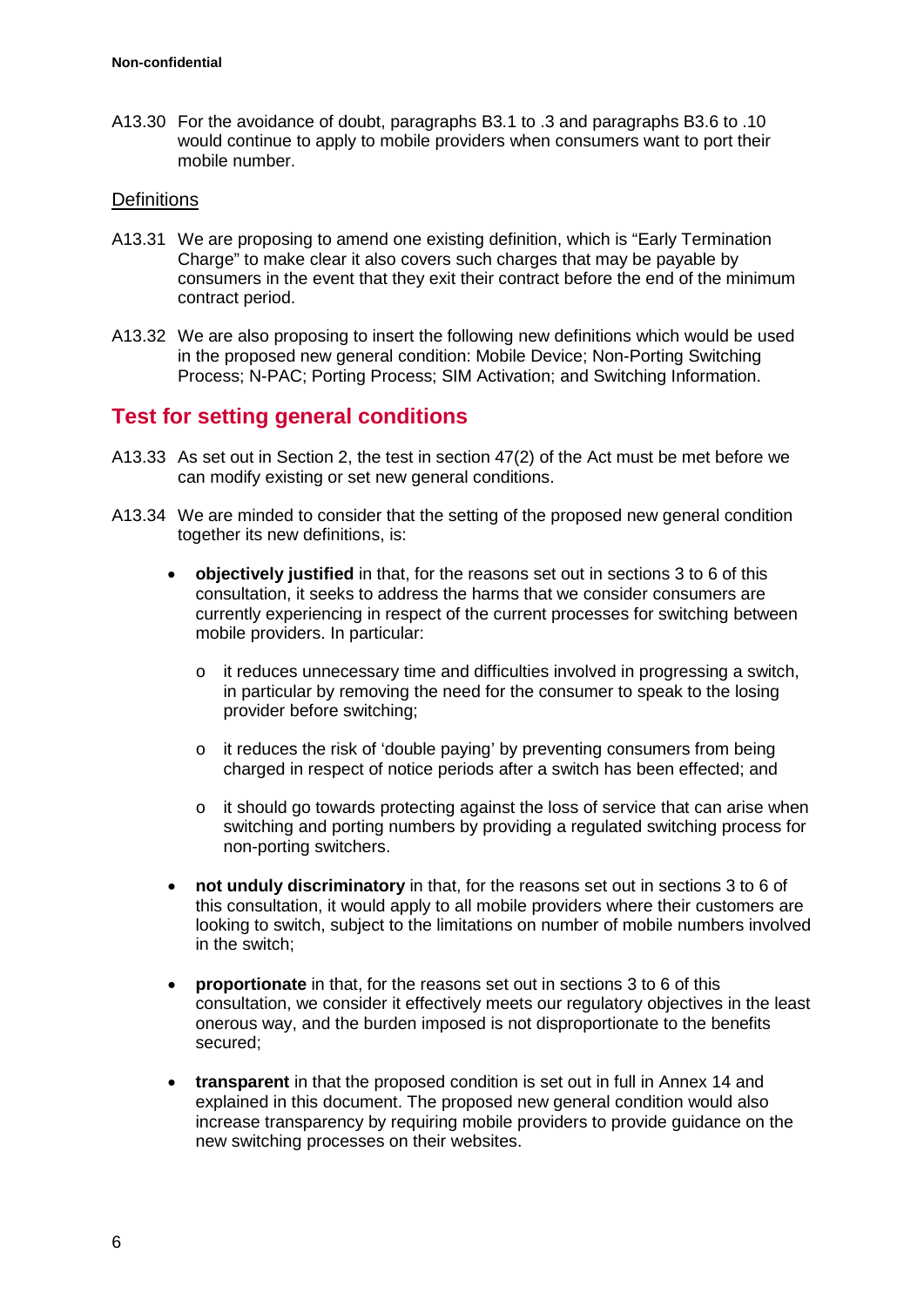A13.30 For the avoidance of doubt, paragraphs B3.1 to .3 and paragraphs B3.6 to .10 would continue to apply to mobile providers when consumers want to port their mobile number.

### Definitions

A13.31 We are proposing to amend one existing definition, which is "Early Termination Charge" to make clear it also covers such charges that may be payable by consumers in the event that they exit their contract before the end of the minimum contract period.

A13.32 We are also proposing to insert the following new definitions which would be used in the proposed new general condition: Mobile Device; Non-Porting Switching Process; N-PAC; Porting Process; SIM Activation; and Switching Information.

## Test for setting general conditions

A13.33 As set out in Section 2, the test in section 47(2) of the Act must be met before we can modify existing or set new general conditions.

A13.34 We are minded to consider that the setting of the proposed new general condition together its new definitions, is:

- **objectively justified** in that, for the reasons set out in sections 3 to 6 of this consultation, it seeks to address the harms that we consider consumers are currently experiencing in respect of the current processes for switching between mobile providers. In particular:
  - it reduces unnecessary time and difficulties involved in progressing a switch, in particular by removing the need for the consumer to speak to the losing provider before switching;
  - it reduces the risk of 'double paying' by preventing consumers from being charged in respect of notice periods after a switch has been effected; and
  - it should go towards protecting against the loss of service that can arise when switching and porting numbers by providing a regulated switching process for non-porting switchers.
- **not unduly discriminatory** in that, for the reasons set out in sections 3 to 6 of this consultation, it would apply to all mobile providers where their customers are looking to switch, subject to the limitations on number of mobile numbers involved in the switch;
- **proportionate** in that, for the reasons set out in sections 3 to 6 of this consultation, we consider it effectively meets our regulatory objectives in the least onerous way, and the burden imposed is not disproportionate to the benefits secured;
- **transparent** in that the proposed condition is set out in full in Annex 14 and explained in this document. The proposed new general condition would also increase transparency by requiring mobile providers to provide guidance on the new switching processes on their websites.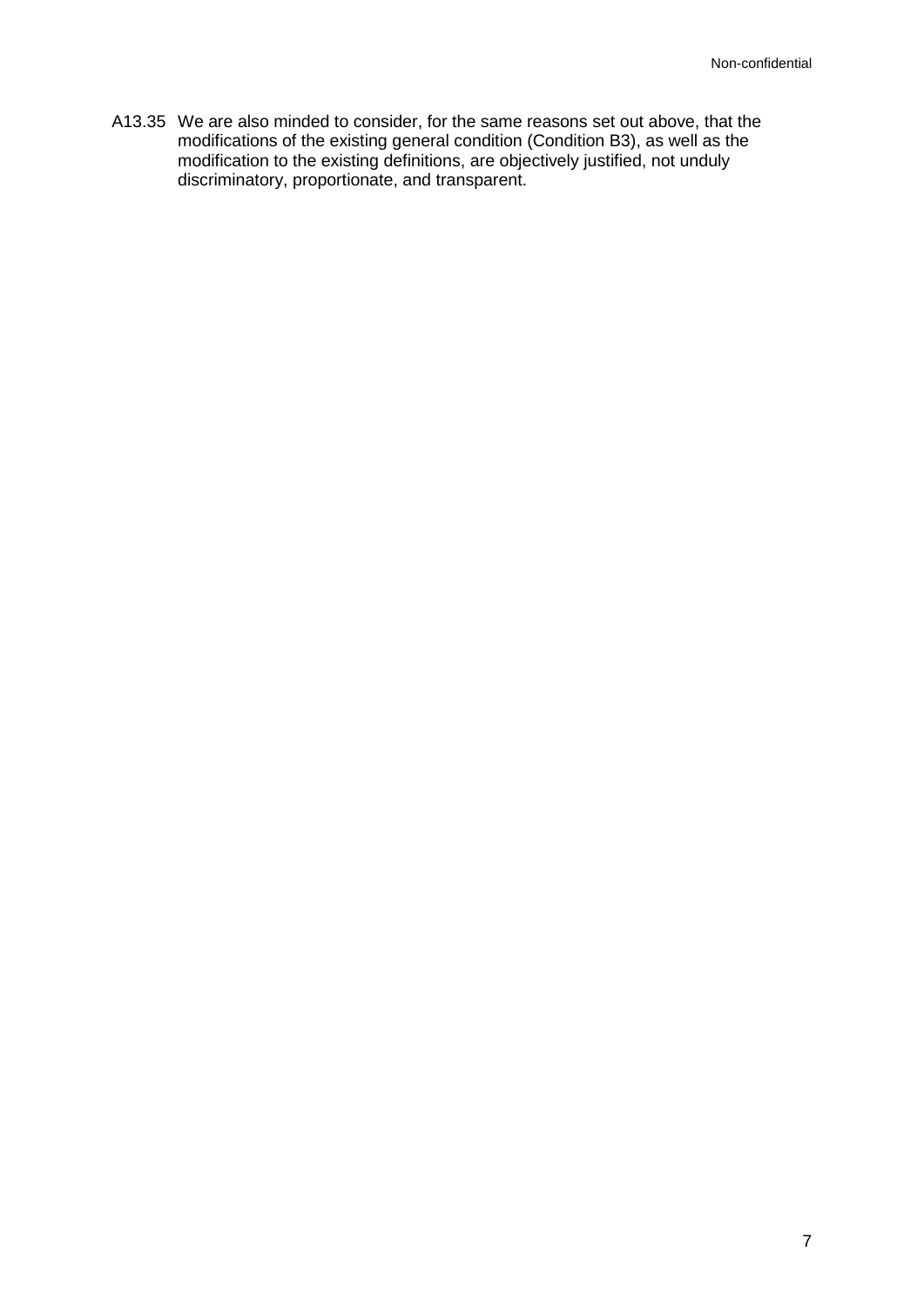A13.35 We are also minded to consider, for the same reasons set out above, that the modifications of the existing general condition (Condition B3), as well as the modification to the existing definitions, are objectively justified, not unduly discriminatory, proportionate, and transparent.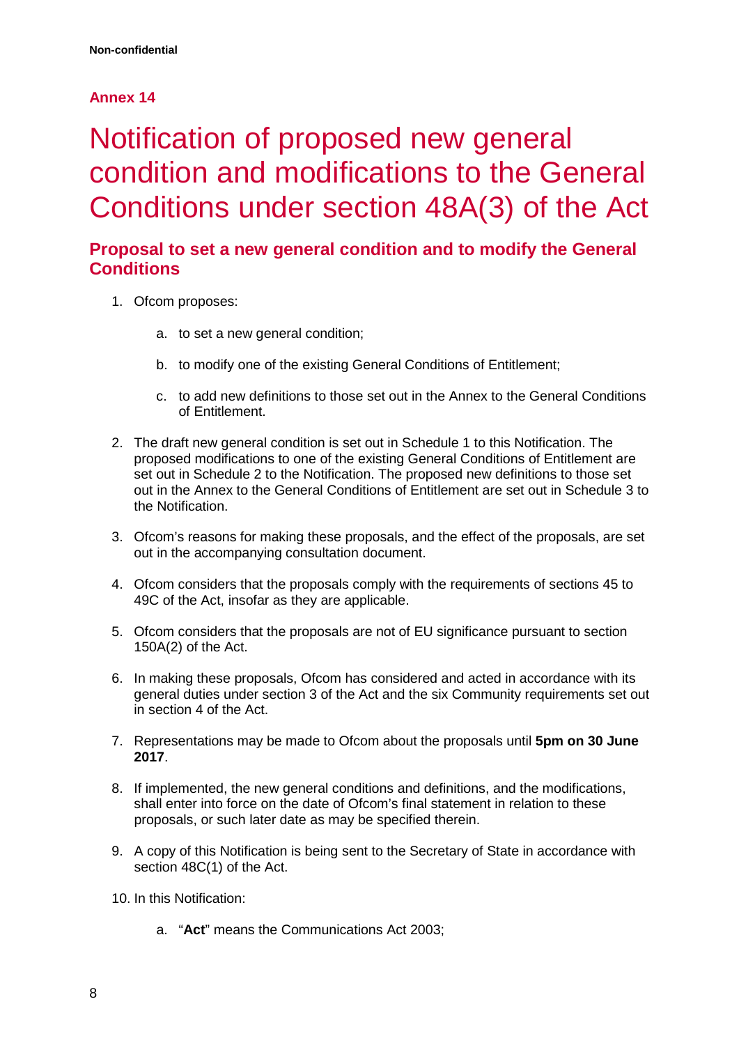**Non-confidential**

## Annex 14

# Notification of proposed new general condition and modifications to the General Conditions under section 48A(3) of the Act

### Proposal to set a new general condition and to modify the General Conditions

1. Ofcom proposes:

    a. to set a new general condition;

    b. to modify one of the existing General Conditions of Entitlement;

    c. to add new definitions to those set out in the Annex to the General Conditions of Entitlement.

2. The draft new general condition is set out in Schedule 1 to this Notification. The proposed modifications to one of the existing General Conditions of Entitlement are set out in Schedule 2 to the Notification. The proposed new definitions to those set out in the Annex to the General Conditions of Entitlement are set out in Schedule 3 to the Notification.

3. Ofcom's reasons for making these proposals, and the effect of the proposals, are set out in the accompanying consultation document.

4. Ofcom considers that the proposals comply with the requirements of sections 45 to 49C of the Act, insofar as they are applicable.

5. Ofcom considers that the proposals are not of EU significance pursuant to section 150A(2) of the Act.

6. In making these proposals, Ofcom has considered and acted in accordance with its general duties under section 3 of the Act and the six Community requirements set out in section 4 of the Act.

7. Representations may be made to Ofcom about the proposals until **5pm on 30 June 2017**.

8. If implemented, the new general conditions and definitions, and the modifications, shall enter into force on the date of Ofcom's final statement in relation to these proposals, or such later date as may be specified therein.

9. A copy of this Notification is being sent to the Secretary of State in accordance with section 48C(1) of the Act.

10. In this Notification:

    a. "**Act**" means the Communications Act 2003;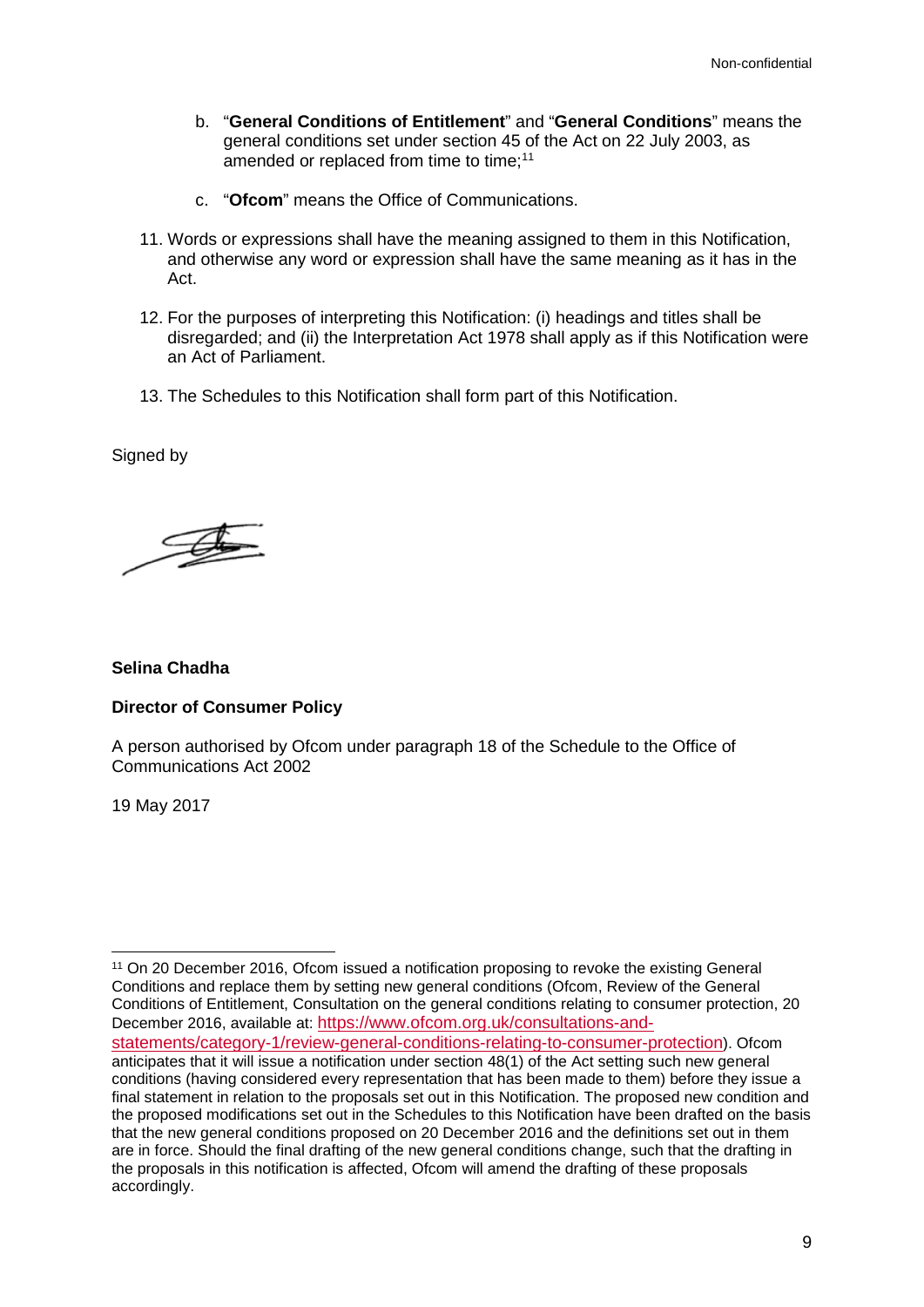b. "**General Conditions of Entitlement**" and "**General Conditions**" means the general conditions set under section 45 of the Act on 22 July 2003, as amended or replaced from time to time;[11]

c. "**Ofcom**" means the Office of Communications.

11. Words or expressions shall have the meaning assigned to them in this Notification, and otherwise any word or expression shall have the same meaning as it has in the Act.

12. For the purposes of interpreting this Notification: (i) headings and titles shall be disregarded; and (ii) the Interpretation Act 1978 shall apply as if this Notification were an Act of Parliament.

13. The Schedules to this Notification shall form part of this Notification.

Signed by

**Selina Chadha**

**Director of Consumer Policy**

A person authorised by Ofcom under paragraph 18 of the Schedule to the Office of Communications Act 2002

19 May 2017

[11] On 20 December 2016, Ofcom issued a notification proposing to revoke the existing General Conditions and replace them by setting new general conditions (Ofcom, Review of the General Conditions of Entitlement, Consultation on the general conditions relating to consumer protection, 20 December 2016, available at: https://www.ofcom.org.uk/consultations-and-statements/category-1/review-general-conditions-relating-to-consumer-protection). Ofcom anticipates that it will issue a notification under section 48(1) of the Act setting such new general conditions (having considered every representation that has been made to them) before they issue a final statement in relation to the proposals set out in this Notification. The proposed new condition and the proposed modifications set out in the Schedules to this Notification have been drafted on the basis that the new general conditions proposed on 20 December 2016 and the definitions set out in them are in force. Should the final drafting of the new general conditions change, such that the drafting in the proposals in this notification is affected, Ofcom will amend the drafting of these proposals accordingly.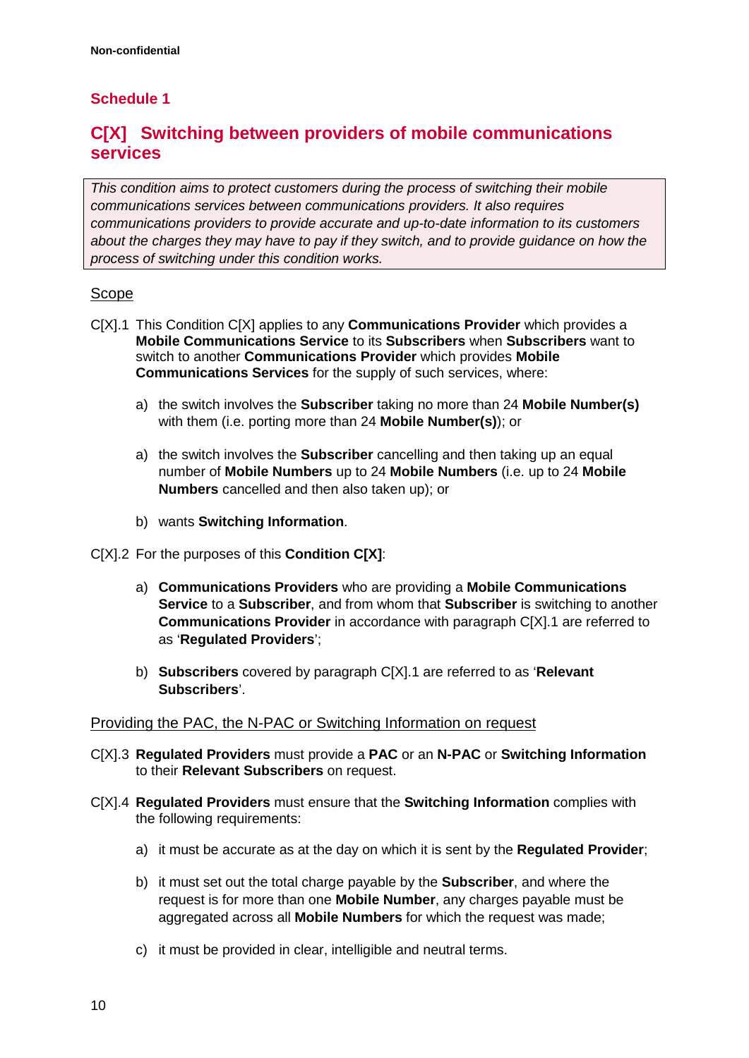Non-confidential

## Schedule 1

## C[X] Switching between providers of mobile communications services

*This condition aims to protect customers during the process of switching their mobile communications services between communications providers. It also requires communications providers to provide accurate and up-to-date information to its customers about the charges they may have to pay if they switch, and to provide guidance on how the process of switching under this condition works.*

### Scope

C[X].1 This Condition C[X] applies to any **Communications Provider** which provides a **Mobile Communications Service** to its **Subscribers** when **Subscribers** want to switch to another **Communications Provider** which provides **Mobile Communications Services** for the supply of such services, where:

a) the switch involves the **Subscriber** taking no more than 24 **Mobile Number(s)** with them (i.e. porting more than 24 **Mobile Number(s)**); or

a) the switch involves the **Subscriber** cancelling and then taking up an equal number of **Mobile Numbers** up to 24 **Mobile Numbers** (i.e. up to 24 **Mobile Numbers** cancelled and then also taken up); or

b) wants **Switching Information**.

C[X].2 For the purposes of this **Condition C[X]**:

a) **Communications Providers** who are providing a **Mobile Communications Service** to a **Subscriber**, and from whom that **Subscriber** is switching to another **Communications Provider** in accordance with paragraph C[X].1 are referred to as '**Regulated Providers**';

b) **Subscribers** covered by paragraph C[X].1 are referred to as '**Relevant Subscribers**'.

### Providing the PAC, the N-PAC or Switching Information on request

C[X].3 **Regulated Providers** must provide a **PAC** or an **N-PAC** or **Switching Information** to their **Relevant Subscribers** on request.

C[X].4 **Regulated Providers** must ensure that the **Switching Information** complies with the following requirements:

a) it must be accurate as at the day on which it is sent by the **Regulated Provider**;

b) it must set out the total charge payable by the **Subscriber**, and where the request is for more than one **Mobile Number**, any charges payable must be aggregated across all **Mobile Numbers** for which the request was made;

c) it must be provided in clear, intelligible and neutral terms.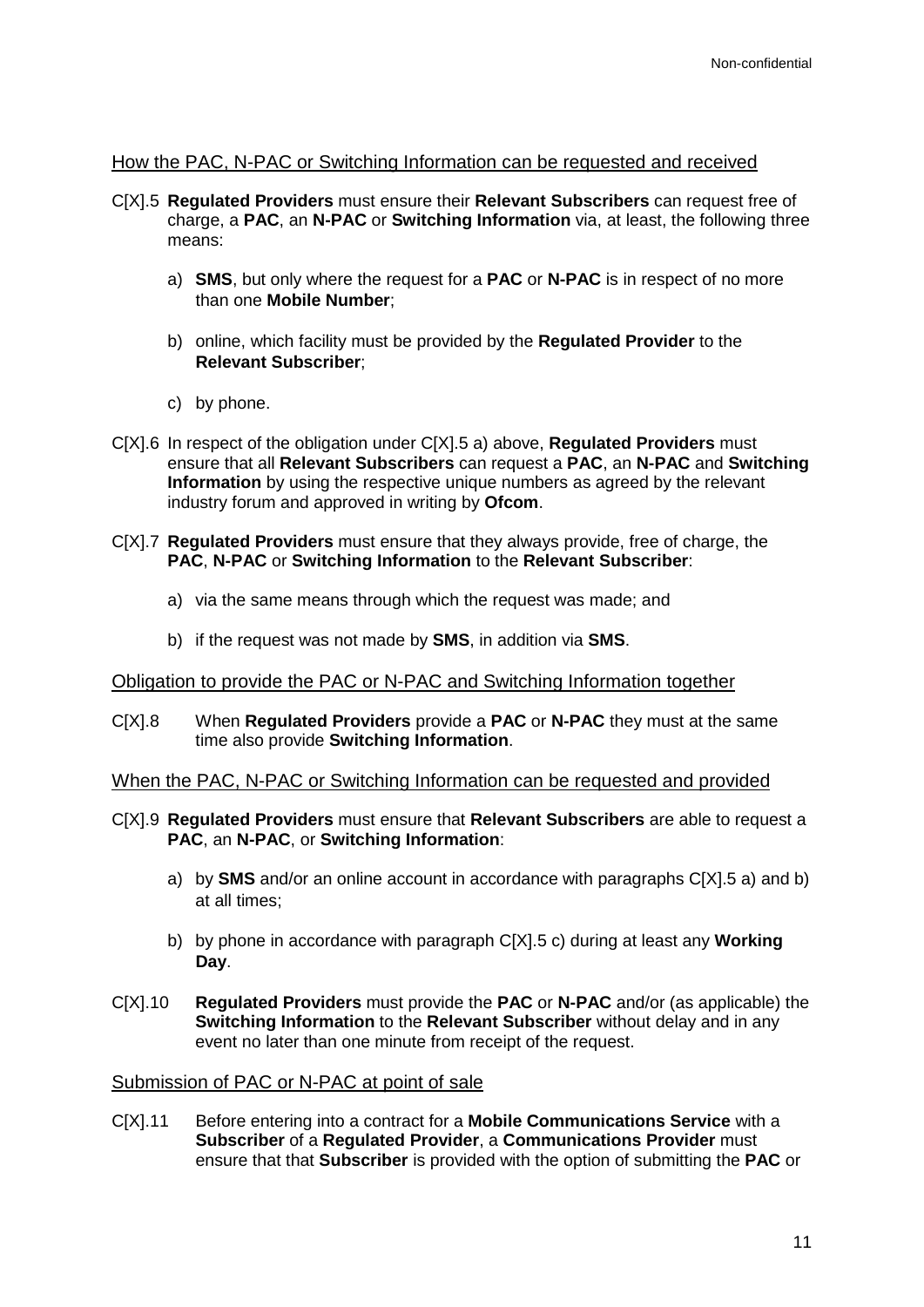### How the PAC, N-PAC or Switching Information can be requested and received

C[X].5 **Regulated Providers** must ensure their **Relevant Subscribers** can request free of charge, a **PAC**, an **N-PAC** or **Switching Information** via, at least, the following three means:

a) **SMS**, but only where the request for a **PAC** or **N-PAC** is in respect of no more than one **Mobile Number**;

b) online, which facility must be provided by the **Regulated Provider** to the **Relevant Subscriber**;

c) by phone.

C[X].6 In respect of the obligation under C[X].5 a) above, **Regulated Providers** must ensure that all **Relevant Subscribers** can request a **PAC**, an **N-PAC** and **Switching Information** by using the respective unique numbers as agreed by the relevant industry forum and approved in writing by **Ofcom**.

C[X].7 **Regulated Providers** must ensure that they always provide, free of charge, the **PAC**, **N-PAC** or **Switching Information** to the **Relevant Subscriber**:

a) via the same means through which the request was made; and

b) if the request was not made by **SMS**, in addition via **SMS**.

### Obligation to provide the PAC or N-PAC and Switching Information together

C[X].8 When **Regulated Providers** provide a **PAC** or **N-PAC** they must at the same time also provide **Switching Information**.

### When the PAC, N-PAC or Switching Information can be requested and provided

C[X].9 **Regulated Providers** must ensure that **Relevant Subscribers** are able to request a **PAC**, an **N-PAC**, or **Switching Information**:

a) by **SMS** and/or an online account in accordance with paragraphs C[X].5 a) and b) at all times;

b) by phone in accordance with paragraph C[X].5 c) during at least any **Working Day**.

C[X].10 **Regulated Providers** must provide the **PAC** or **N-PAC** and/or (as applicable) the **Switching Information** to the **Relevant Subscriber** without delay and in any event no later than one minute from receipt of the request.

### Submission of PAC or N-PAC at point of sale

C[X].11 Before entering into a contract for a **Mobile Communications Service** with a **Subscriber** of a **Regulated Provider**, a **Communications Provider** must ensure that that **Subscriber** is provided with the option of submitting the **PAC** or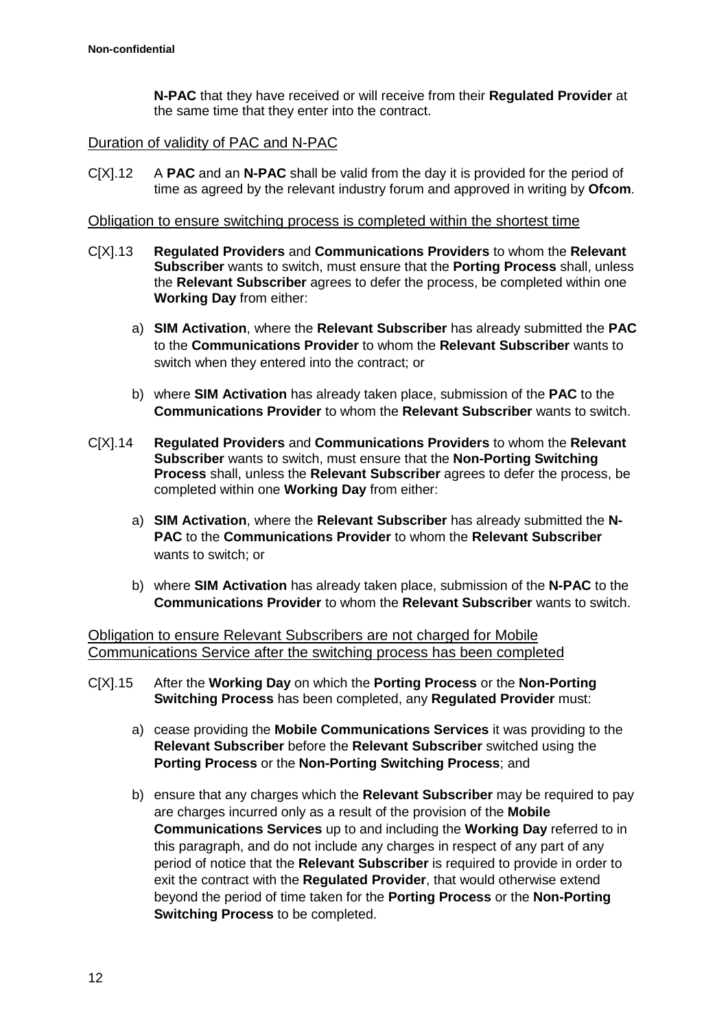**N-PAC** that they have received or will receive from their **Regulated Provider** at the same time that they enter into the contract.

Duration of validity of PAC and N-PAC

C[X].12 A **PAC** and an **N-PAC** shall be valid from the day it is provided for the period of time as agreed by the relevant industry forum and approved in writing by **Ofcom**.

Obligation to ensure switching process is completed within the shortest time

C[X].13 **Regulated Providers** and **Communications Providers** to whom the **Relevant Subscriber** wants to switch, must ensure that the **Porting Process** shall, unless the **Relevant Subscriber** agrees to defer the process, be completed within one **Working Day** from either:

a) **SIM Activation**, where the **Relevant Subscriber** has already submitted the **PAC** to the **Communications Provider** to whom the **Relevant Subscriber** wants to switch when they entered into the contract; or

b) where **SIM Activation** has already taken place, submission of the **PAC** to the **Communications Provider** to whom the **Relevant Subscriber** wants to switch.

C[X].14 **Regulated Providers** and **Communications Providers** to whom the **Relevant Subscriber** wants to switch, must ensure that the **Non-Porting Switching Process** shall, unless the **Relevant Subscriber** agrees to defer the process, be completed within one **Working Day** from either:

a) **SIM Activation**, where the **Relevant Subscriber** has already submitted the **N-PAC** to the **Communications Provider** to whom the **Relevant Subscriber** wants to switch; or

b) where **SIM Activation** has already taken place, submission of the **N-PAC** to the **Communications Provider** to whom the **Relevant Subscriber** wants to switch.

Obligation to ensure Relevant Subscribers are not charged for Mobile Communications Service after the switching process has been completed

C[X].15 After the **Working Day** on which the **Porting Process** or the **Non-Porting Switching Process** has been completed, any **Regulated Provider** must:

a) cease providing the **Mobile Communications Services** it was providing to the **Relevant Subscriber** before the **Relevant Subscriber** switched using the **Porting Process** or the **Non-Porting Switching Process**; and

b) ensure that any charges which the **Relevant Subscriber** may be required to pay are charges incurred only as a result of the provision of the **Mobile Communications Services** up to and including the **Working Day** referred to in this paragraph, and do not include any charges in respect of any part of any period of notice that the **Relevant Subscriber** is required to provide in order to exit the contract with the **Regulated Provider**, that would otherwise extend beyond the period of time taken for the **Porting Process** or the **Non-Porting Switching Process** to be completed.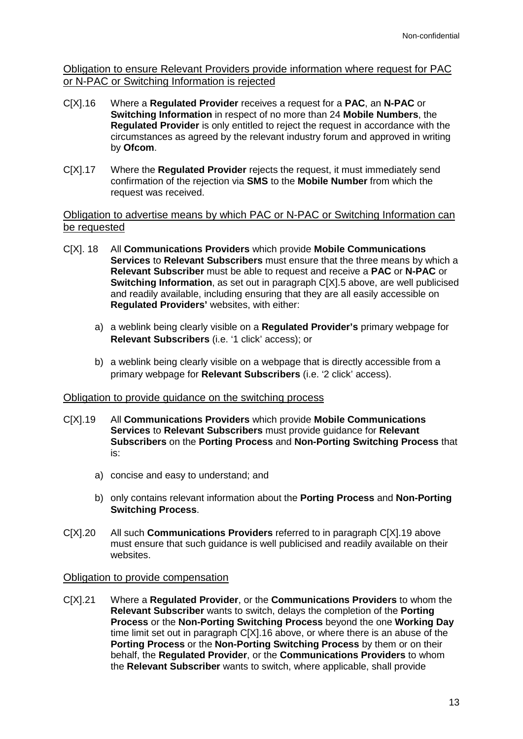Obligation to ensure Relevant Providers provide information where request for PAC or N-PAC or Switching Information is rejected

C[X].16 Where a **Regulated Provider** receives a request for a **PAC**, an **N-PAC** or **Switching Information** in respect of no more than 24 **Mobile Numbers**, the **Regulated Provider** is only entitled to reject the request in accordance with the circumstances as agreed by the relevant industry forum and approved in writing by **Ofcom**.

C[X].17 Where the **Regulated Provider** rejects the request, it must immediately send confirmation of the rejection via **SMS** to the **Mobile Number** from which the request was received.

Obligation to advertise means by which PAC or N-PAC or Switching Information can be requested

C[X]. 18 All **Communications Providers** which provide **Mobile Communications Services** to **Relevant Subscribers** must ensure that the three means by which a **Relevant Subscriber** must be able to request and receive a **PAC** or **N-PAC** or **Switching Information**, as set out in paragraph C[X].5 above, are well publicised and readily available, including ensuring that they are all easily accessible on **Regulated Providers'** websites, with either:

a) a weblink being clearly visible on a **Regulated Provider's** primary webpage for **Relevant Subscribers** (i.e. '1 click' access); or

b) a weblink being clearly visible on a webpage that is directly accessible from a primary webpage for **Relevant Subscribers** (i.e. '2 click' access).

Obligation to provide guidance on the switching process

C[X].19 All **Communications Providers** which provide **Mobile Communications Services** to **Relevant Subscribers** must provide guidance for **Relevant Subscribers** on the **Porting Process** and **Non-Porting Switching Process** that is:

a) concise and easy to understand; and

b) only contains relevant information about the **Porting Process** and **Non-Porting Switching Process**.

C[X].20 All such **Communications Providers** referred to in paragraph C[X].19 above must ensure that such guidance is well publicised and readily available on their websites.

Obligation to provide compensation

C[X].21 Where a **Regulated Provider**, or the **Communications Providers** to whom the **Relevant Subscriber** wants to switch, delays the completion of the **Porting Process** or the **Non-Porting Switching Process** beyond the one **Working Day** time limit set out in paragraph C[X].16 above, or where there is an abuse of the **Porting Process** or the **Non-Porting Switching Process** by them or on their behalf, the **Regulated Provider**, or the **Communications Providers** to whom the **Relevant Subscriber** wants to switch, where applicable, shall provide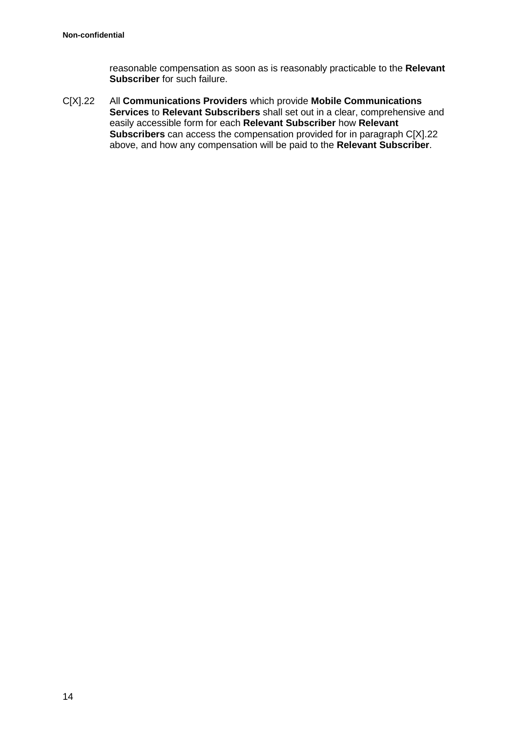reasonable compensation as soon as is reasonably practicable to the **Relevant Subscriber** for such failure.

C[X].22 All **Communications Providers** which provide **Mobile Communications Services** to **Relevant Subscribers** shall set out in a clear, comprehensive and easily accessible form for each **Relevant Subscriber** how **Relevant Subscribers** can access the compensation provided for in paragraph C[X].22 above, and how any compensation will be paid to the **Relevant Subscriber**.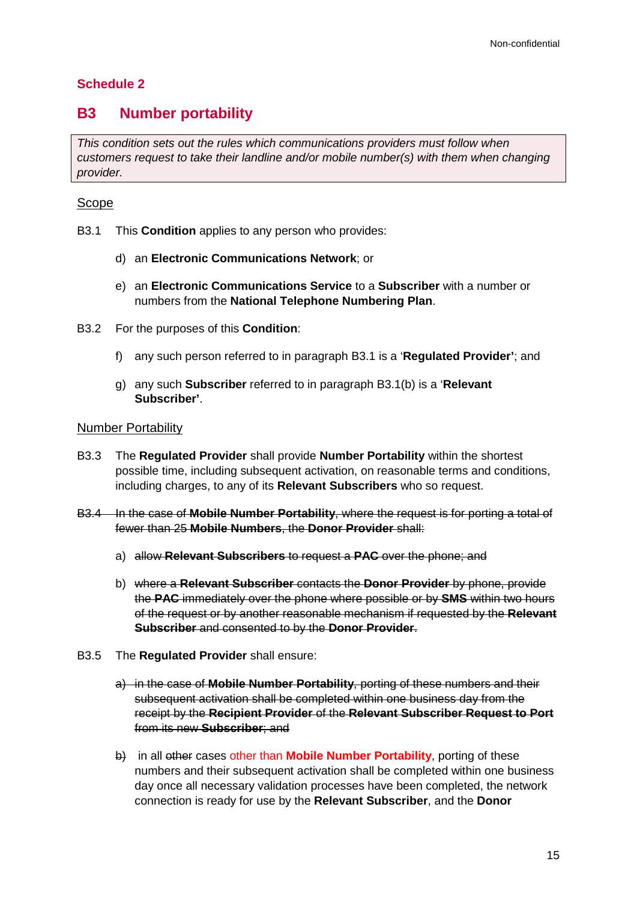Schedule 2

## B3 Number portability

*This condition sets out the rules which communications providers must follow when customers request to take their landline and/or mobile number(s) with them when changing provider.*

Scope

B3.1 This **Condition** applies to any person who provides:

d) an **Electronic Communications Network**; or

e) an **Electronic Communications Service** to a **Subscriber** with a number or numbers from the **National Telephone Numbering Plan**.

B3.2 For the purposes of this **Condition**:

f) any such person referred to in paragraph B3.1 is a '**Regulated Provider'**; and

g) any such **Subscriber** referred to in paragraph B3.1(b) is a '**Relevant Subscriber'**.

Number Portability

B3.3 The **Regulated Provider** shall provide **Number Portability** within the shortest possible time, including subsequent activation, on reasonable terms and conditions, including charges, to any of its **Relevant Subscribers** who so request.

~~B3.4 In the case of **Mobile Number Portability**, where the request is for porting a total of fewer than 25 **Mobile Numbers**, the **Donor Provider** shall:~~

~~a) allow **Relevant Subscribers** to request a **PAC** over the phone; and~~

~~b) where a **Relevant Subscriber** contacts the **Donor Provider** by phone, provide the **PAC** immediately over the phone where possible or by **SMS** within two hours of the request or by another reasonable mechanism if requested by the **Relevant Subscriber** and consented to by the **Donor Provider**.~~

B3.5 The **Regulated Provider** shall ensure:

~~a) in the case of **Mobile Number Portability**, porting of these numbers and their subsequent activation shall be completed within one business day from the receipt by the **Recipient Provider** of the **Relevant Subscriber Request to Port** from its new **Subscriber**; and~~

~~b)~~ in all ~~other~~ cases other than **Mobile Number Portability**, porting of these numbers and their subsequent activation shall be completed within one business day once all necessary validation processes have been completed, the network connection is ready for use by the **Relevant Subscriber**, and the **Donor**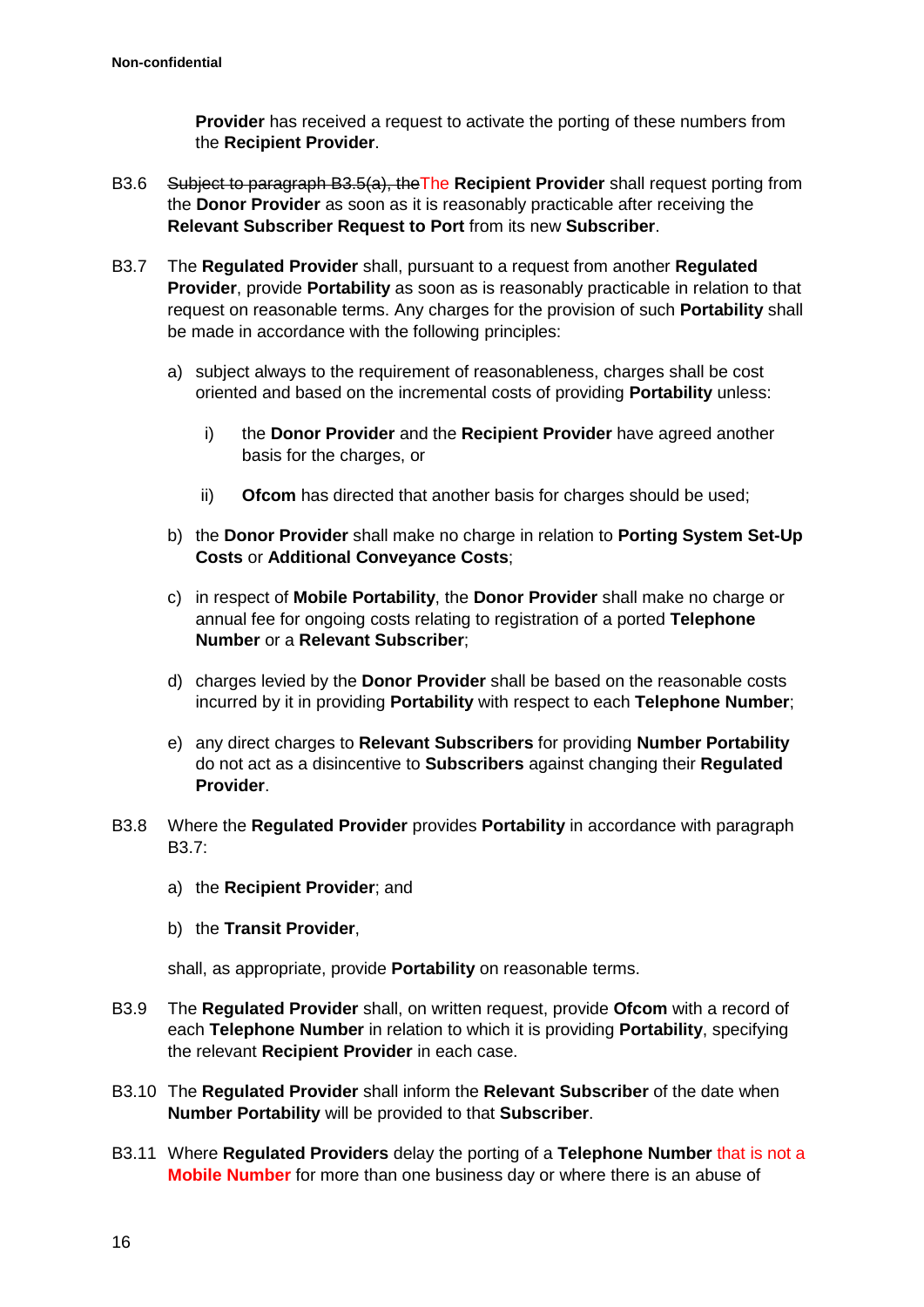**Provider** has received a request to activate the porting of these numbers from the **Recipient Provider**.

B3.6 ~~Subject to paragraph B3.5(a), the~~The **Recipient Provider** shall request porting from the **Donor Provider** as soon as it is reasonably practicable after receiving the **Relevant Subscriber Request to Port** from its new **Subscriber**.

B3.7 The **Regulated Provider** shall, pursuant to a request from another **Regulated Provider**, provide **Portability** as soon as is reasonably practicable in relation to that request on reasonable terms. Any charges for the provision of such **Portability** shall be made in accordance with the following principles:

a) subject always to the requirement of reasonableness, charges shall be cost oriented and based on the incremental costs of providing **Portability** unless:

   i) the **Donor Provider** and the **Recipient Provider** have agreed another basis for the charges, or

   ii) **Ofcom** has directed that another basis for charges should be used;

b) the **Donor Provider** shall make no charge in relation to **Porting System Set-Up Costs** or **Additional Conveyance Costs**;

c) in respect of **Mobile Portability**, the **Donor Provider** shall make no charge or annual fee for ongoing costs relating to registration of a ported **Telephone Number** or a **Relevant Subscriber**;

d) charges levied by the **Donor Provider** shall be based on the reasonable costs incurred by it in providing **Portability** with respect to each **Telephone Number**;

e) any direct charges to **Relevant Subscribers** for providing **Number Portability** do not act as a disincentive to **Subscribers** against changing their **Regulated Provider**.

B3.8 Where the **Regulated Provider** provides **Portability** in accordance with paragraph B3.7:

a) the **Recipient Provider**; and

b) the **Transit Provider**,

shall, as appropriate, provide **Portability** on reasonable terms.

B3.9 The **Regulated Provider** shall, on written request, provide **Ofcom** with a record of each **Telephone Number** in relation to which it is providing **Portability**, specifying the relevant **Recipient Provider** in each case.

B3.10 The **Regulated Provider** shall inform the **Relevant Subscriber** of the date when **Number Portability** will be provided to that **Subscriber**.

B3.11 Where **Regulated Providers** delay the porting of a **Telephone Number** that is not a **Mobile Number** for more than one business day or where there is an abuse of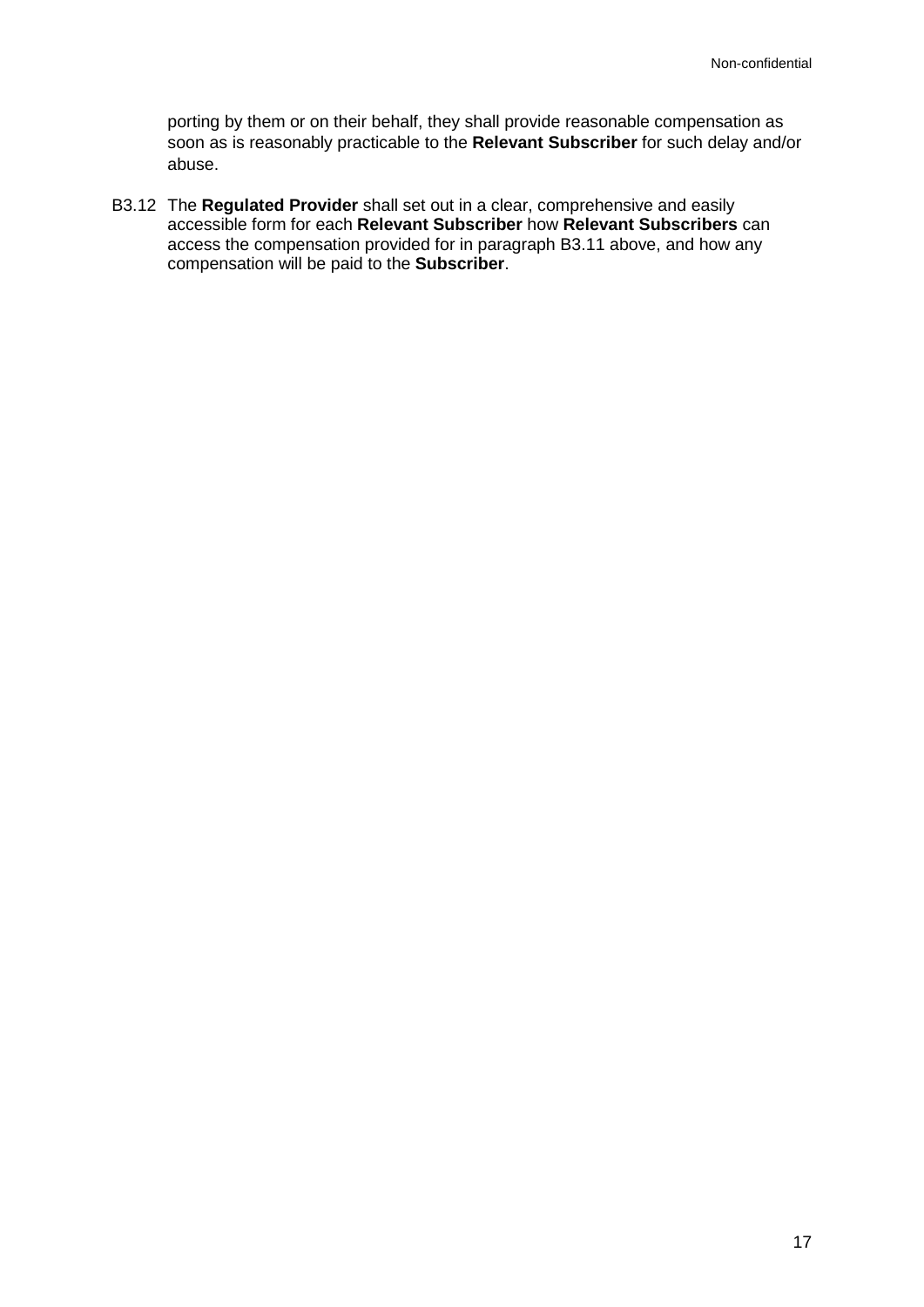porting by them or on their behalf, they shall provide reasonable compensation as soon as is reasonably practicable to the **Relevant Subscriber** for such delay and/or abuse.

B3.12 The **Regulated Provider** shall set out in a clear, comprehensive and easily accessible form for each **Relevant Subscriber** how **Relevant Subscribers** can access the compensation provided for in paragraph B3.11 above, and how any compensation will be paid to the **Subscriber**.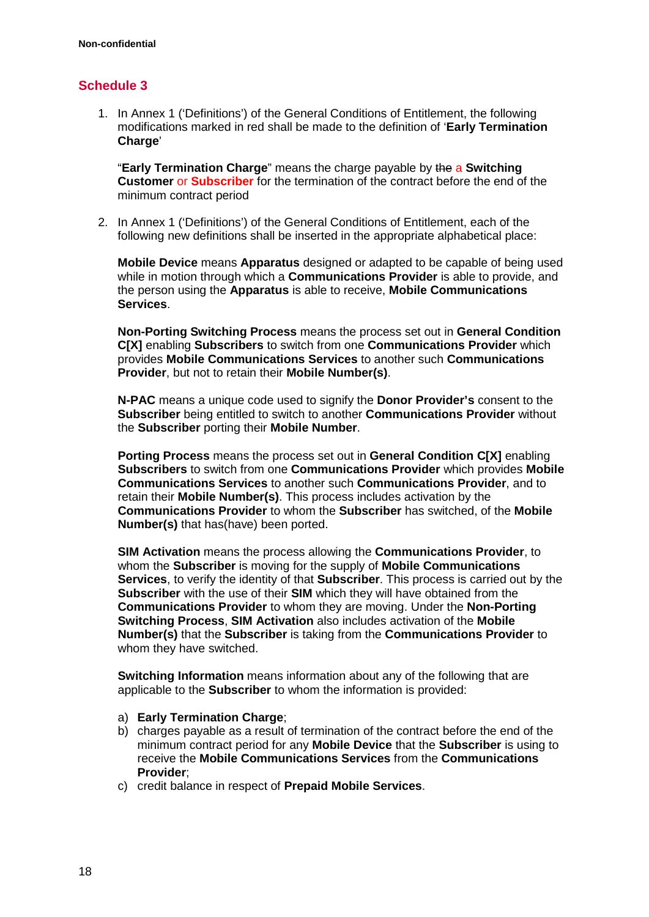## Schedule 3

1. In Annex 1 ('Definitions') of the General Conditions of Entitlement, the following modifications marked in red shall be made to the definition of '**Early Termination Charge**'

   "**Early Termination Charge**" means the charge payable by ~~the~~ a **Switching Customer** or **Subscriber** for the termination of the contract before the end of the minimum contract period

2. In Annex 1 ('Definitions') of the General Conditions of Entitlement, each of the following new definitions shall be inserted in the appropriate alphabetical place:

   **Mobile Device** means **Apparatus** designed or adapted to be capable of being used while in motion through which a **Communications Provider** is able to provide, and the person using the **Apparatus** is able to receive, **Mobile Communications Services**.

   **Non-Porting Switching Process** means the process set out in **General Condition C[X]** enabling **Subscribers** to switch from one **Communications Provider** which provides **Mobile Communications Services** to another such **Communications Provider**, but not to retain their **Mobile Number(s)**.

   **N-PAC** means a unique code used to signify the **Donor Provider's** consent to the **Subscriber** being entitled to switch to another **Communications Provider** without the **Subscriber** porting their **Mobile Number**.

   **Porting Process** means the process set out in **General Condition C[X]** enabling **Subscribers** to switch from one **Communications Provider** which provides **Mobile Communications Services** to another such **Communications Provider**, and to retain their **Mobile Number(s)**. This process includes activation by the **Communications Provider** to whom the **Subscriber** has switched, of the **Mobile Number(s)** that has(have) been ported.

   **SIM Activation** means the process allowing the **Communications Provider**, to whom the **Subscriber** is moving for the supply of **Mobile Communications Services**, to verify the identity of that **Subscriber**. This process is carried out by the **Subscriber** with the use of their **SIM** which they will have obtained from the **Communications Provider** to whom they are moving. Under the **Non-Porting Switching Process**, **SIM Activation** also includes activation of the **Mobile Number(s)** that the **Subscriber** is taking from the **Communications Provider** to whom they have switched.

   **Switching Information** means information about any of the following that are applicable to the **Subscriber** to whom the information is provided:

   a) **Early Termination Charge**;
   b) charges payable as a result of termination of the contract before the end of the minimum contract period for any **Mobile Device** that the **Subscriber** is using to receive the **Mobile Communications Services** from the **Communications Provider**;
   c) credit balance in respect of **Prepaid Mobile Services**.